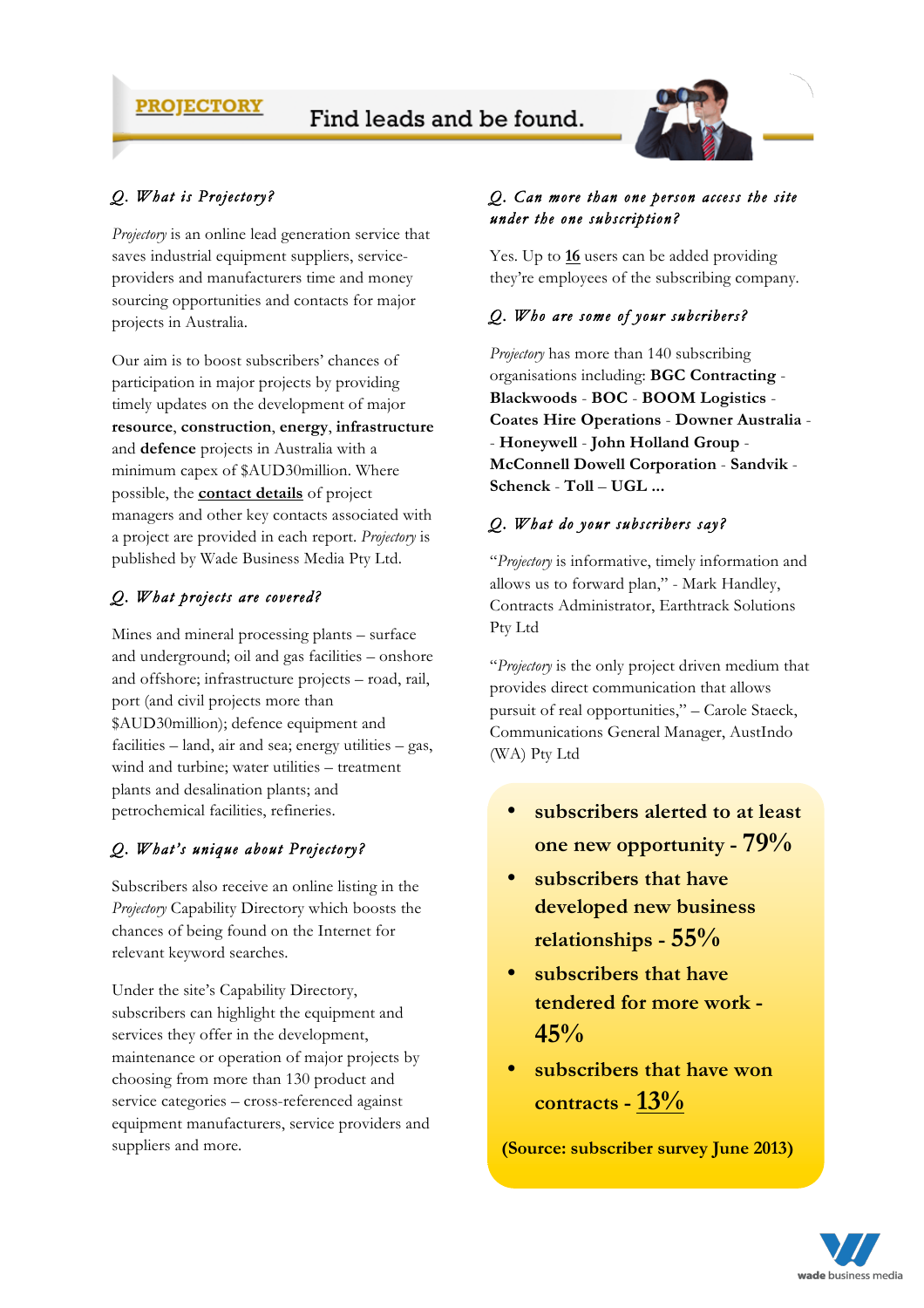**PROJECTORY**

Find leads and be found.

## Q. What is Projectory?

*Projectory* is an online lead generation service that saves industrial equipment suppliers, service-providers and manufacturers time and money sourcing opportunities and contacts for major projects in Australia.

Our aim is to boost subscribers' chances of participation in major projects by providing timely updates on the development of major **resource**, **construction**, **energy**, **infrastructure** and **defence** projects in Australia with a minimum capex of $AUD30million. Where possible, the **contact details** of project managers and other key contacts associated with a project are provided in each report. *Projectory* is published by Wade Business Media Pty Ltd.

## Q. What projects are covered?

Mines and mineral processing plants – surface and underground; oil and gas facilities – onshore and offshore; infrastructure projects – road, rail, port (and civil projects more than $AUD30million); defence equipment and facilities – land, air and sea; energy utilities – gas, wind and turbine; water utilities – treatment plants and desalination plants; and petrochemical facilities, refineries.

## Q. What's unique about Projectory?

Subscribers also receive an online listing in the *Projectory* Capability Directory which boosts the chances of being found on the Internet for relevant keyword searches.

Under the site's Capability Directory, subscribers can highlight the equipment and services they offer in the development, maintenance or operation of major projects by choosing from more than 130 product and service categories – cross-referenced against equipment manufacturers, service providers and suppliers and more.

## Q. Can more than one person access the site under the one subscription?

Yes. Up to **16** users can be added providing they're employees of the subscribing company.

## Q. Who are some of your subcribers?

*Projectory* has more than 140 subscribing organisations including: **BGC Contracting** - **Blackwoods** - **BOC** - **BOOM Logistics** - **Coates Hire Operations** - **Downer Australia** - - **Honeywell** - **John Holland Group** - **McConnell Dowell Corporation** - **Sandvik** - **Schenck** - **Toll** – **UGL ...**

## Q. What do your subscribers say?

"*Projectory* is informative, timely information and allows us to forward plan," - Mark Handley, Contracts Administrator, Earthtrack Solutions Pty Ltd

"*Projectory* is the only project driven medium that provides direct communication that allows pursuit of real opportunities," – Carole Staeck, Communications General Manager, AustIndo (WA) Pty Ltd

- **subscribers alerted to at least one new opportunity - 79%**
- **subscribers that have developed new business relationships - 55%**
- **subscribers that have tendered for more work - 45%**
- **subscribers that have won contracts - 13%**

**(Source: subscriber survey June 2013)**

wade business media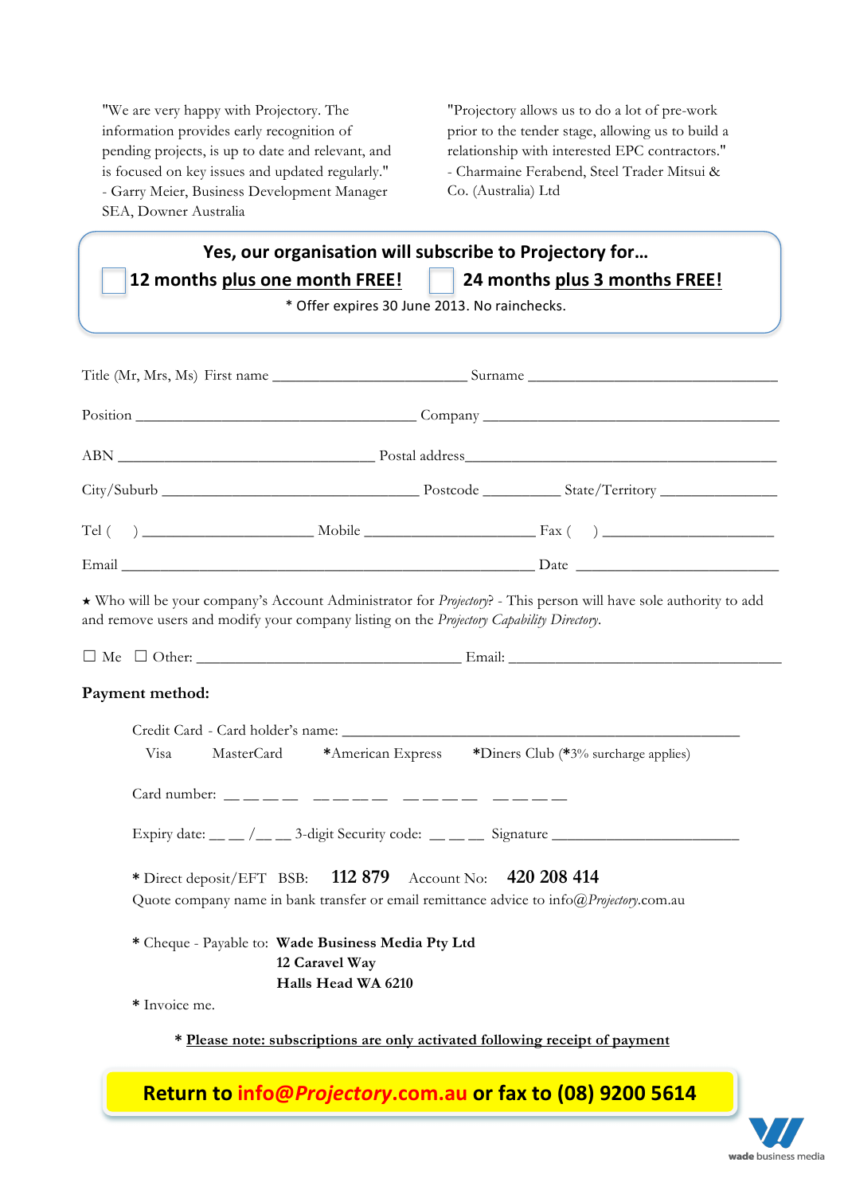"We are very happy with Projectory. The information provides early recognition of pending projects, is up to date and relevant, and is focused on key issues and updated regularly."
- Garry Meier, Business Development Manager SEA, Downer Australia

"Projectory allows us to do a lot of pre-work prior to the tender stage, allowing us to build a relationship with interested EPC contractors."
- Charmaine Ferabend, Steel Trader Mitsui & Co. (Australia) Ltd

**Yes, our organisation will subscribe to Projectory for…**

☐ **12 months plus one month FREE!** ☐ **24 months plus 3 months FREE!**

\* Offer expires 30 June 2013. No rainchecks.

Title (Mr, Mrs, Ms) First name ________________________ Surname ________________________________

Position ___________________________________ Company ________________________________________

ABN _________________________________ Postal address_____________________________________________

City/Suburb _________________________________ Postcode __________ State/Territory _______________

Tel ( ) _____________________ Mobile _____________________ Fax ( ) _____________________

Email ____________________________________________________ Date _________________________

★ Who will be your company's Account Administrator for *Projectory*? - This person will have sole authority to add and remove users and modify your company listing on the *Projectory Capability Directory*.

☐ Me ☐ Other: _________________________________ Email: __________________________________

**Payment method:**

Credit Card - Card holder's name: ______________________________________________________

Visa MasterCard *American Express *Diners Club (*3% surcharge applies)

Card number: __ __ __ __ __ __ __ __ __ __ __ __ __ __ __ __

Expiry date: __ __ /__ __ 3-digit Security code: __ __ __ Signature _______________________

\* Direct deposit/EFT BSB: **112 879** Account No: **420 208 414**
Quote company name in bank transfer or email remittance advice to info@*Projectory*.com.au

\* Cheque - Payable to: **Wade Business Media Pty Ltd**
**12 Caravel Way**
**Halls Head WA 6210**

\* Invoice me.

\* **Please note: subscriptions are only activated following receipt of payment**

**Return to info@*Projectory*.com.au or fax to (08) 9200 5614**

wade business media